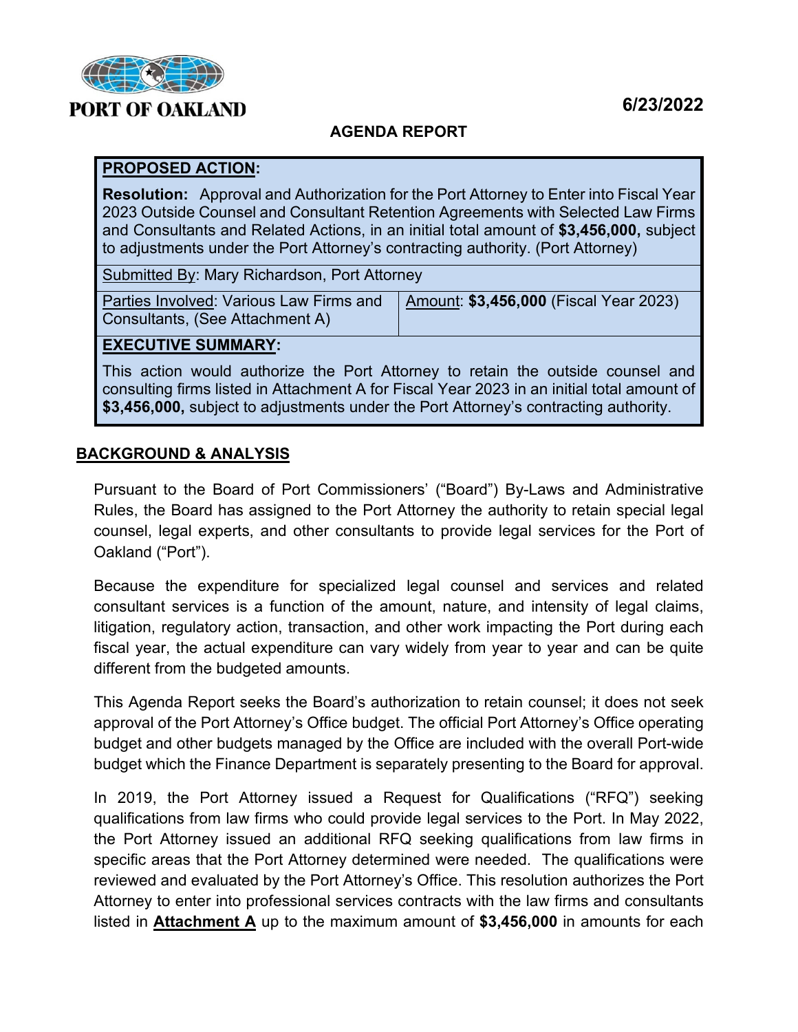PORT OF OAKLAND

6/23/2022

## AGENDA REPORT

**PROPOSED ACTION:**

**Resolution:** Approval and Authorization for the Port Attorney to Enter into Fiscal Year 2023 Outside Counsel and Consultant Retention Agreements with Selected Law Firms and Consultants and Related Actions, in an initial total amount of **$3,456,000,** subject to adjustments under the Port Attorney's contracting authority. (Port Attorney)

Submitted By: Mary Richardson, Port Attorney

| Parties Involved: Various Law Firms and Consultants, (See Attachment A) | Amount: **$3,456,000** (Fiscal Year 2023) |
|---|---|

**EXECUTIVE SUMMARY:**

This action would authorize the Port Attorney to retain the outside counsel and consulting firms listed in Attachment A for Fiscal Year 2023 in an initial total amount of **$3,456,000,** subject to adjustments under the Port Attorney's contracting authority.

## BACKGROUND & ANALYSIS

Pursuant to the Board of Port Commissioners' ("Board") By-Laws and Administrative Rules, the Board has assigned to the Port Attorney the authority to retain special legal counsel, legal experts, and other consultants to provide legal services for the Port of Oakland ("Port").

Because the expenditure for specialized legal counsel and services and related consultant services is a function of the amount, nature, and intensity of legal claims, litigation, regulatory action, transaction, and other work impacting the Port during each fiscal year, the actual expenditure can vary widely from year to year and can be quite different from the budgeted amounts.

This Agenda Report seeks the Board's authorization to retain counsel; it does not seek approval of the Port Attorney's Office budget. The official Port Attorney's Office operating budget and other budgets managed by the Office are included with the overall Port-wide budget which the Finance Department is separately presenting to the Board for approval.

In 2019, the Port Attorney issued a Request for Qualifications ("RFQ") seeking qualifications from law firms who could provide legal services to the Port. In May 2022, the Port Attorney issued an additional RFQ seeking qualifications from law firms in specific areas that the Port Attorney determined were needed. The qualifications were reviewed and evaluated by the Port Attorney's Office. This resolution authorizes the Port Attorney to enter into professional services contracts with the law firms and consultants listed in **Attachment A** up to the maximum amount of **$3,456,000** in amounts for each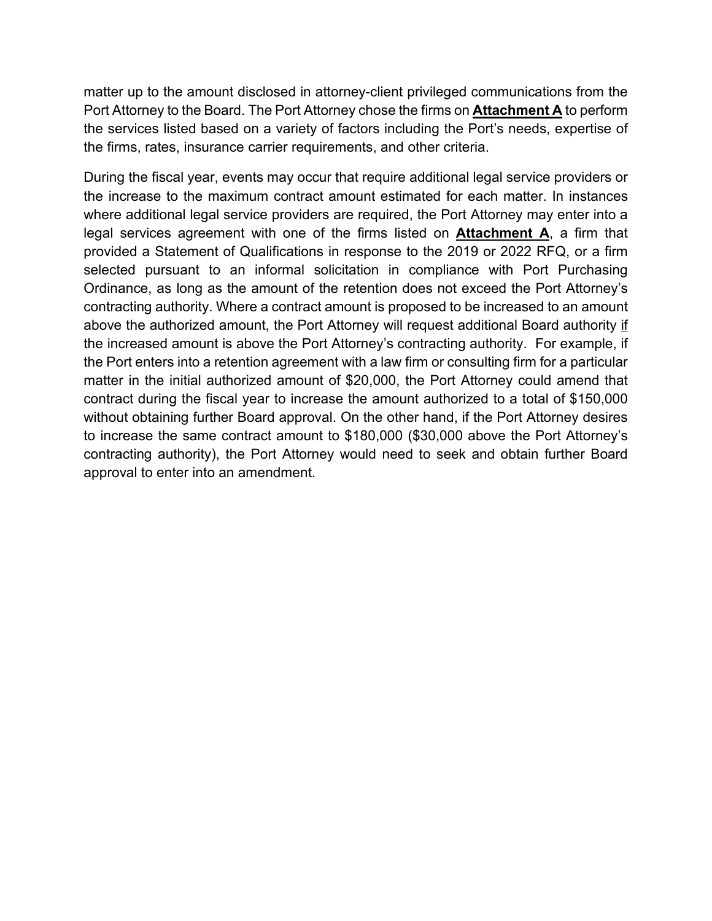matter up to the amount disclosed in attorney-client privileged communications from the Port Attorney to the Board. The Port Attorney chose the firms on **Attachment A** to perform the services listed based on a variety of factors including the Port's needs, expertise of the firms, rates, insurance carrier requirements, and other criteria.

During the fiscal year, events may occur that require additional legal service providers or the increase to the maximum contract amount estimated for each matter. In instances where additional legal service providers are required, the Port Attorney may enter into a legal services agreement with one of the firms listed on **Attachment A**, a firm that provided a Statement of Qualifications in response to the 2019 or 2022 RFQ, or a firm selected pursuant to an informal solicitation in compliance with Port Purchasing Ordinance, as long as the amount of the retention does not exceed the Port Attorney's contracting authority. Where a contract amount is proposed to be increased to an amount above the authorized amount, the Port Attorney will request additional Board authority <u>if</u> the increased amount is above the Port Attorney's contracting authority. For example, if the Port enters into a retention agreement with a law firm or consulting firm for a particular matter in the initial authorized amount of $20,000, the Port Attorney could amend that contract during the fiscal year to increase the amount authorized to a total of $150,000 without obtaining further Board approval. On the other hand, if the Port Attorney desires to increase the same contract amount to $180,000 ($30,000 above the Port Attorney's contracting authority), the Port Attorney would need to seek and obtain further Board approval to enter into an amendment.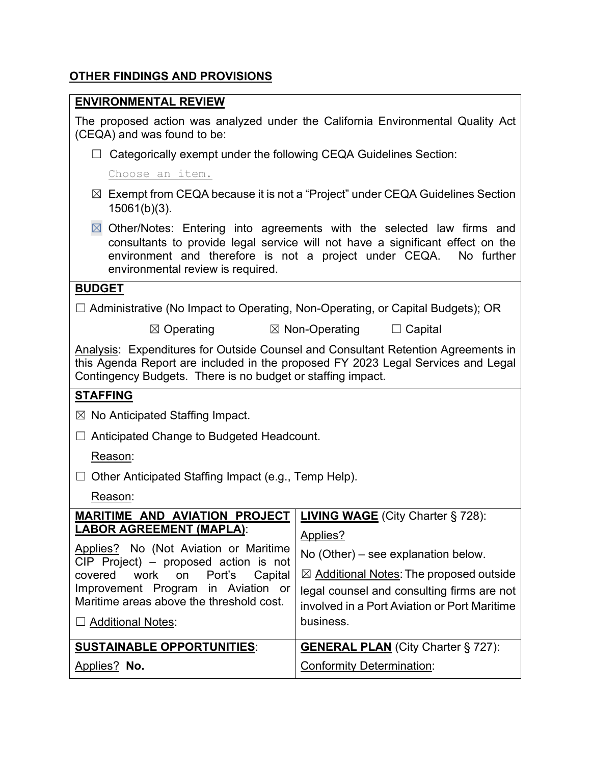## OTHER FINDINGS AND PROVISIONS

**ENVIRONMENTAL REVIEW**

The proposed action was analyzed under the California Environmental Quality Act (CEQA) and was found to be:

☐ Categorically exempt under the following CEQA Guidelines Section:

Choose an item.

☒ Exempt from CEQA because it is not a "Project" under CEQA Guidelines Section 15061(b)(3).

☒ Other/Notes: Entering into agreements with the selected law firms and consultants to provide legal service will not have a significant effect on the environment and therefore is not a project under CEQA. No further environmental review is required.

**BUDGET**

☐ Administrative (No Impact to Operating, Non-Operating, or Capital Budgets); OR

☒ Operating ☒ Non-Operating ☐ Capital

Analysis: Expenditures for Outside Counsel and Consultant Retention Agreements in this Agenda Report are included in the proposed FY 2023 Legal Services and Legal Contingency Budgets. There is no budget or staffing impact.

**STAFFING**

☒ No Anticipated Staffing Impact.

☐ Anticipated Change to Budgeted Headcount.

Reason:

☐ Other Anticipated Staffing Impact (e.g., Temp Help).

Reason:

| **MARITIME AND AVIATION PROJECT LABOR AGREEMENT (MAPLA)**: | **LIVING WAGE** (City Charter § 728): |
|---|---|
| Applies? No (Not Aviation or Maritime CIP Project) – proposed action is not covered work on Port's Capital Improvement Program in Aviation or Maritime areas above the threshold cost.<br><br>☐ Additional Notes: | Applies?<br><br>No (Other) – see explanation below.<br><br>☒ Additional Notes: The proposed outside legal counsel and consulting firms are not involved in a Port Aviation or Port Maritime business. |
| **SUSTAINABLE OPPORTUNITIES**:<br><br>Applies? **No.** | **GENERAL PLAN** (City Charter § 727):<br><br>Conformity Determination: |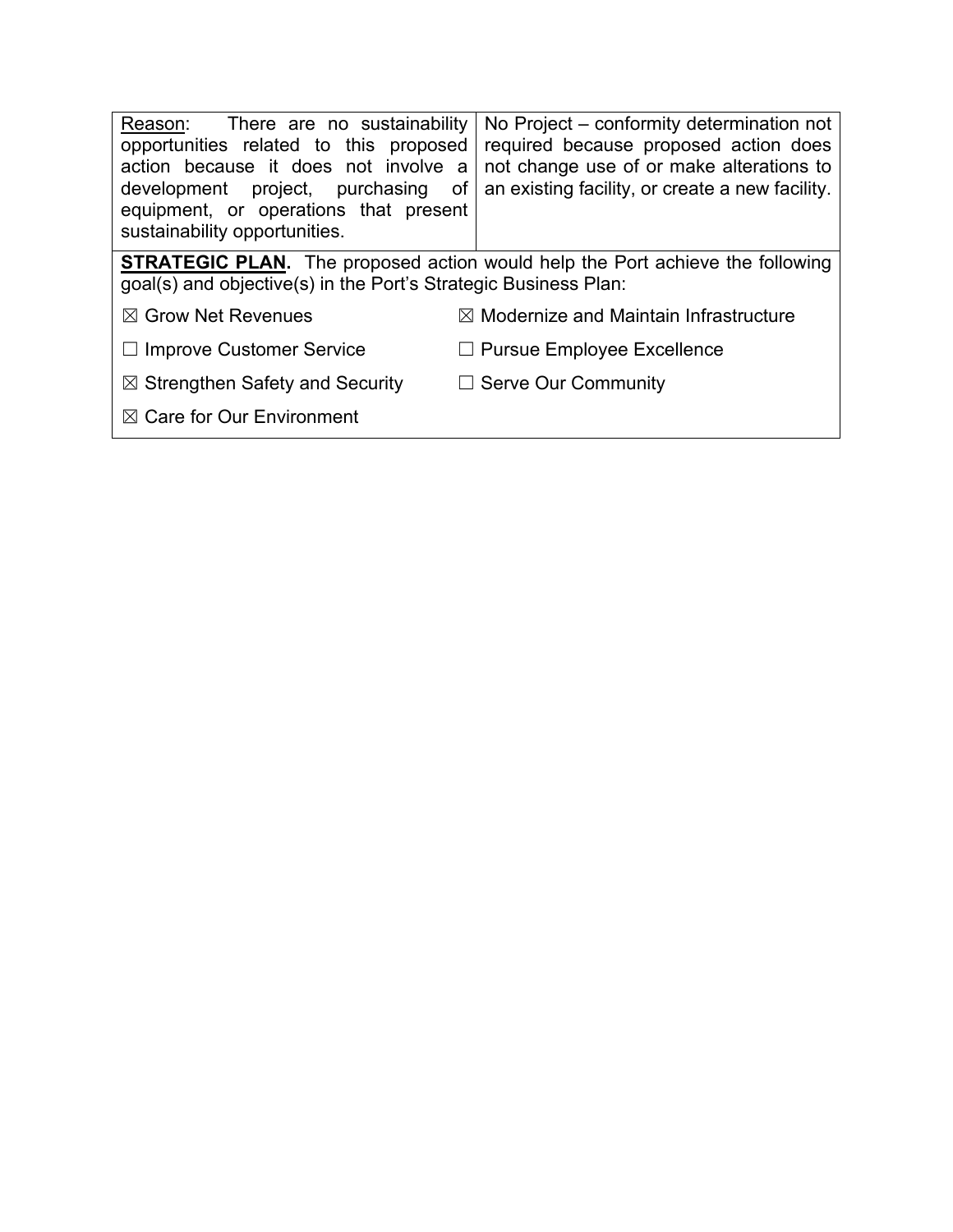| Reason: There are no sustainability opportunities related to this proposed action because it does not involve a development project, purchasing of equipment, or operations that present sustainability opportunities. | No Project – conformity determination not required because proposed action does not change use of or make alterations to an existing facility, or create a new facility. |
|---|---|

**STRATEGIC PLAN.** The proposed action would help the Port achieve the following goal(s) and objective(s) in the Port's Strategic Business Plan:

- ☒ Grow Net Revenues
- ☒ Modernize and Maintain Infrastructure
- ☐ Improve Customer Service
- ☐ Pursue Employee Excellence
- ☒ Strengthen Safety and Security
- ☐ Serve Our Community
- ☒ Care for Our Environment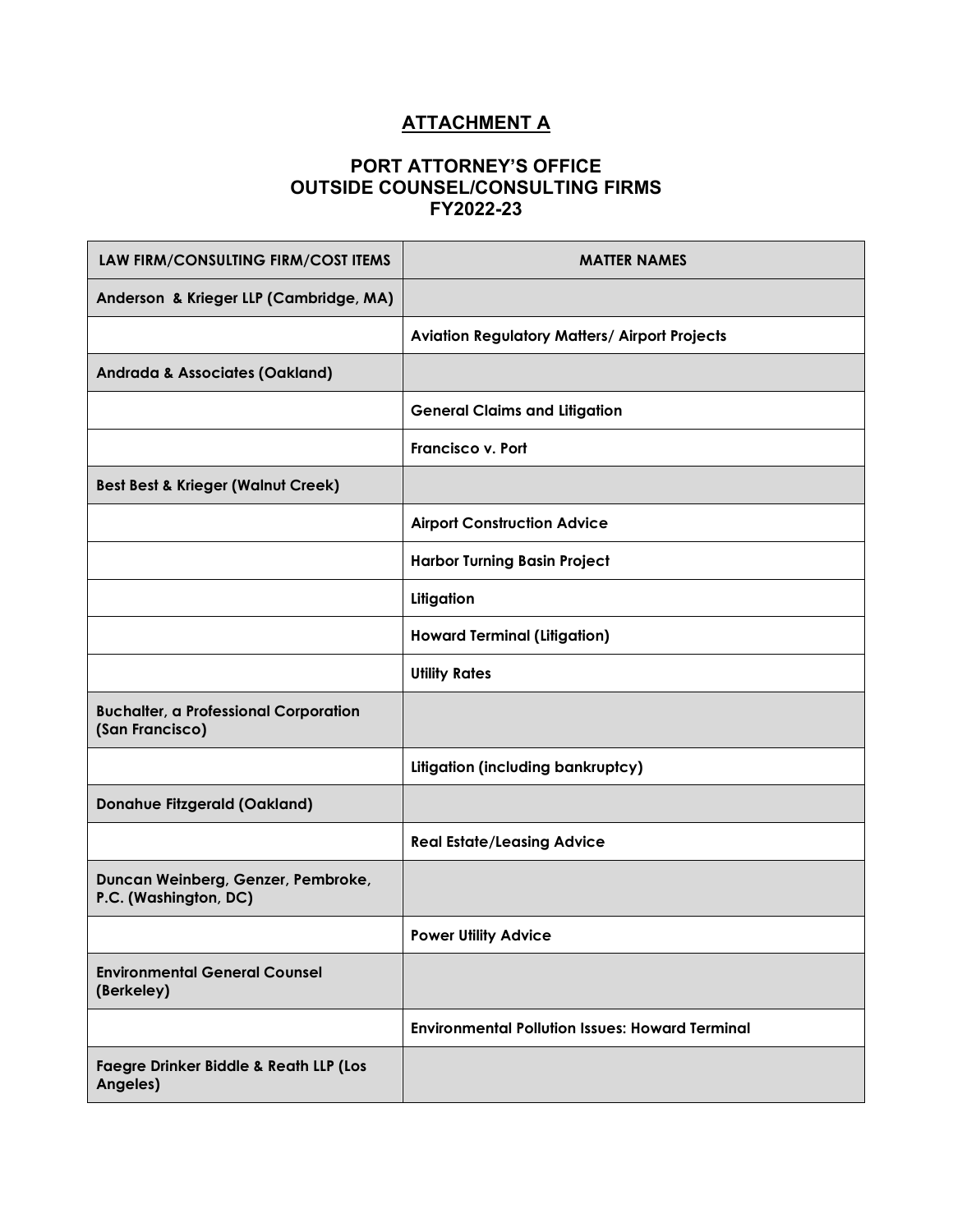# ATTACHMENT A

## PORT ATTORNEY'S OFFICE
## OUTSIDE COUNSEL/CONSULTING FIRMS
## FY2022-23

| LAW FIRM/CONSULTING FIRM/COST ITEMS | MATTER NAMES |
| --- | --- |
| **Anderson & Krieger LLP (Cambridge, MA)** | |
| | **Aviation Regulatory Matters/ Airport Projects** |
| **Andrada & Associates (Oakland)** | |
| | **General Claims and Litigation** |
| | **Francisco v. Port** |
| **Best Best & Krieger (Walnut Creek)** | |
| | **Airport Construction Advice** |
| | **Harbor Turning Basin Project** |
| | **Litigation** |
| | **Howard Terminal (Litigation)** |
| | **Utility Rates** |
| **Buchalter, a Professional Corporation (San Francisco)** | |
| | **Litigation (including bankruptcy)** |
| **Donahue Fitzgerald (Oakland)** | |
| | **Real Estate/Leasing Advice** |
| **Duncan Weinberg, Genzer, Pembroke, P.C. (Washington, DC)** | |
| | **Power Utility Advice** |
| **Environmental General Counsel (Berkeley)** | |
| | **Environmental Pollution Issues: Howard Terminal** |
| **Faegre Drinker Biddle & Reath LLP (Los Angeles)** | |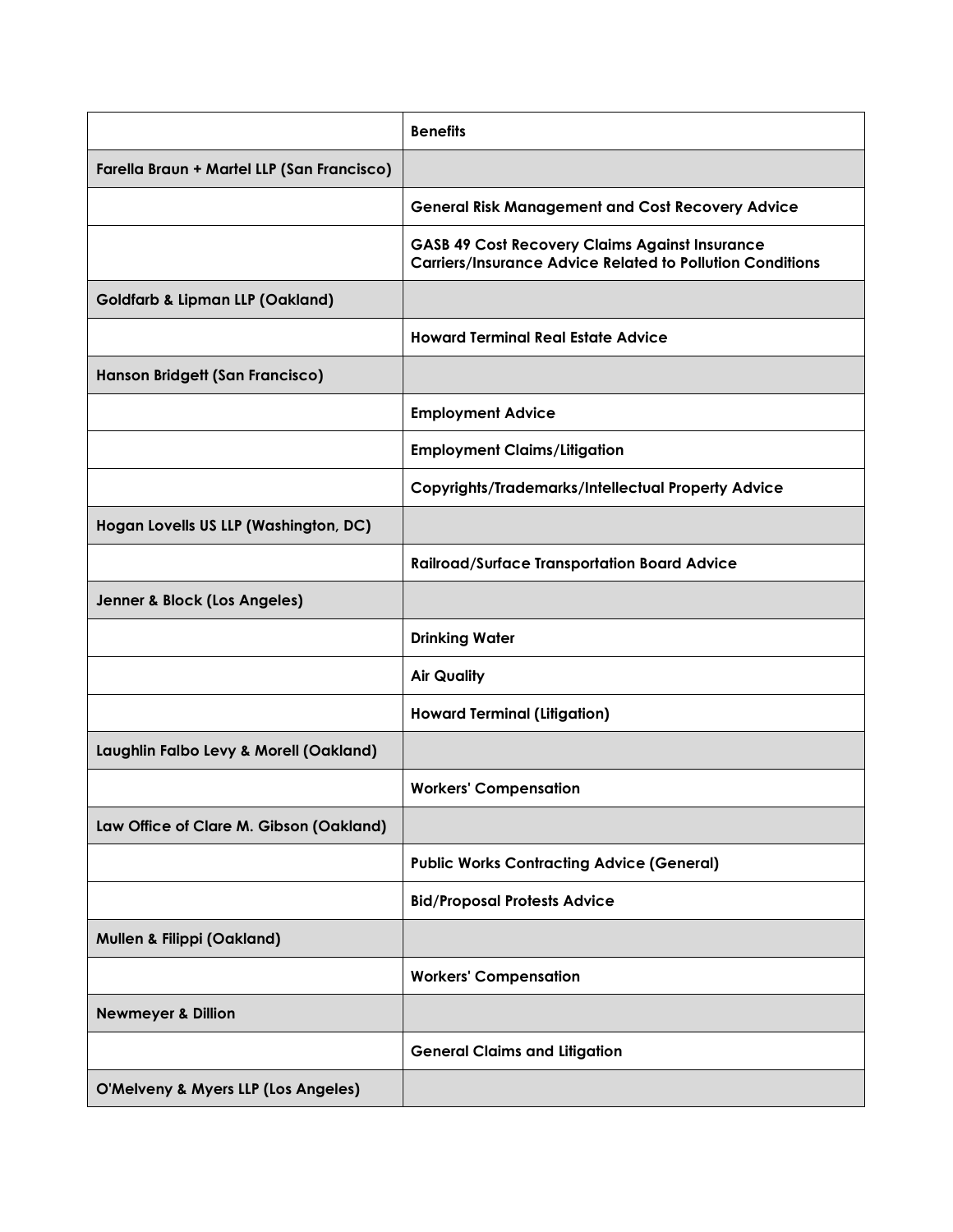| | |
|---|---|
| | **Benefits** |
| **Farella Braun + Martel LLP (San Francisco)** | |
| | **General Risk Management and Cost Recovery Advice** |
| | **GASB 49 Cost Recovery Claims Against Insurance Carriers/Insurance Advice Related to Pollution Conditions** |
| **Goldfarb & Lipman LLP (Oakland)** | |
| | **Howard Terminal Real Estate Advice** |
| **Hanson Bridgett (San Francisco)** | |
| | **Employment Advice** |
| | **Employment Claims/Litigation** |
| | **Copyrights/Trademarks/Intellectual Property Advice** |
| **Hogan Lovells US LLP (Washington, DC)** | |
| | **Railroad/Surface Transportation Board Advice** |
| **Jenner & Block (Los Angeles)** | |
| | **Drinking Water** |
| | **Air Quality** |
| | **Howard Terminal (Litigation)** |
| **Laughlin Falbo Levy & Morell (Oakland)** | |
| | **Workers' Compensation** |
| **Law Office of Clare M. Gibson (Oakland)** | |
| | **Public Works Contracting Advice (General)** |
| | **Bid/Proposal Protests Advice** |
| **Mullen & Filippi (Oakland)** | |
| | **Workers' Compensation** |
| **Newmeyer & Dillion** | |
| | **General Claims and Litigation** |
| **O'Melveny & Myers LLP (Los Angeles)** | |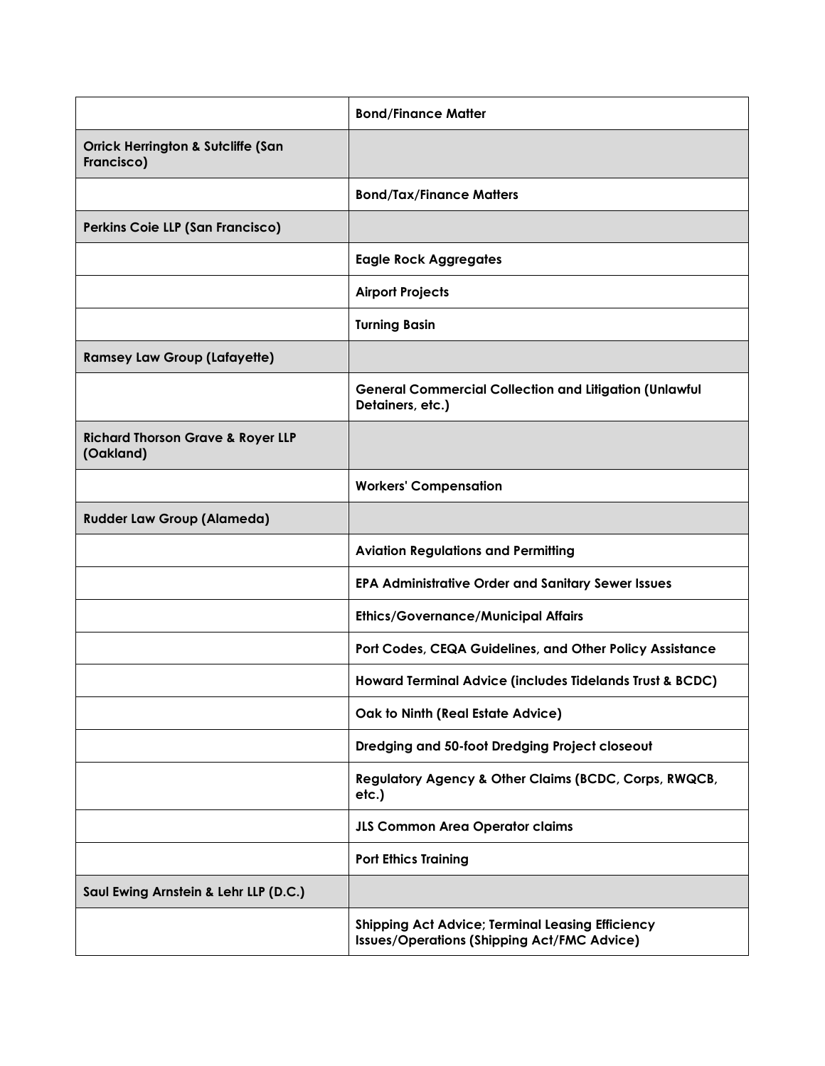| | |
|---|---|
| | **Bond/Finance Matter** |
| **Orrick Herrington & Sutcliffe (San Francisco)** | |
| | **Bond/Tax/Finance Matters** |
| **Perkins Coie LLP (San Francisco)** | |
| | **Eagle Rock Aggregates** |
| | **Airport Projects** |
| | **Turning Basin** |
| **Ramsey Law Group (Lafayette)** | |
| | **General Commercial Collection and Litigation (Unlawful Detainers, etc.)** |
| **Richard Thorson Grave & Royer LLP (Oakland)** | |
| | **Workers' Compensation** |
| **Rudder Law Group (Alameda)** | |
| | **Aviation Regulations and Permitting** |
| | **EPA Administrative Order and Sanitary Sewer Issues** |
| | **Ethics/Governance/Municipal Affairs** |
| | **Port Codes, CEQA Guidelines, and Other Policy Assistance** |
| | **Howard Terminal Advice (includes Tidelands Trust & BCDC)** |
| | **Oak to Ninth (Real Estate Advice)** |
| | **Dredging and 50-foot Dredging Project closeout** |
| | **Regulatory Agency & Other Claims (BCDC, Corps, RWQCB, etc.)** |
| | **JLS Common Area Operator claims** |
| | **Port Ethics Training** |
| **Saul Ewing Arnstein & Lehr LLP (D.C.)** | |
| | **Shipping Act Advice; Terminal Leasing Efficiency Issues/Operations (Shipping Act/FMC Advice)** |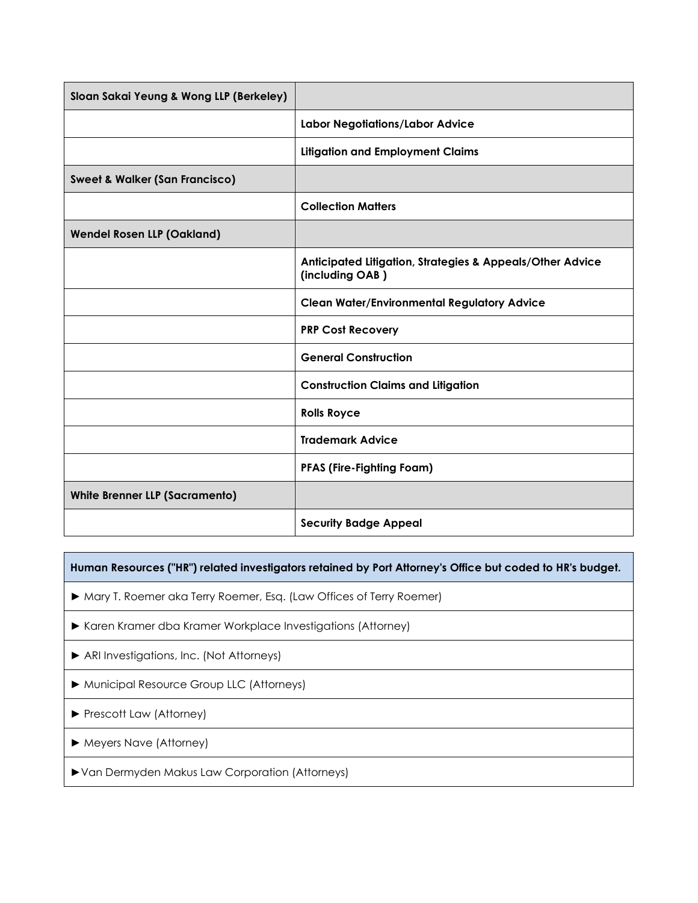| | |
|---|---|
| **Sloan Sakai Yeung & Wong LLP (Berkeley)** | |
| | **Labor Negotiations/Labor Advice** |
| | **Litigation and Employment Claims** |
| **Sweet & Walker (San Francisco)** | |
| | **Collection Matters** |
| **Wendel Rosen LLP (Oakland)** | |
| | **Anticipated Litigation, Strategies & Appeals/Other Advice (including OAB )** |
| | **Clean Water/Environmental Regulatory Advice** |
| | **PRP Cost Recovery** |
| | **General Construction** |
| | **Construction Claims and Litigation** |
| | **Rolls Royce** |
| | **Trademark Advice** |
| | **PFAS (Fire-Fighting Foam)** |
| **White Brenner LLP (Sacramento)** | |
| | **Security Badge Appeal** |

| **Human Resources ("HR") related investigators retained by Port Attorney's Office but coded to HR's budget.** |
|---|
| ► Mary T. Roemer aka Terry Roemer, Esq. (Law Offices of Terry Roemer) |
| ► Karen Kramer dba Kramer Workplace Investigations (Attorney) |
| ► ARI Investigations, Inc. (Not Attorneys) |
| ► Municipal Resource Group LLC (Attorneys) |
| ► Prescott Law (Attorney) |
| ► Meyers Nave (Attorney) |
| ►Van Dermyden Makus Law Corporation (Attorneys) |